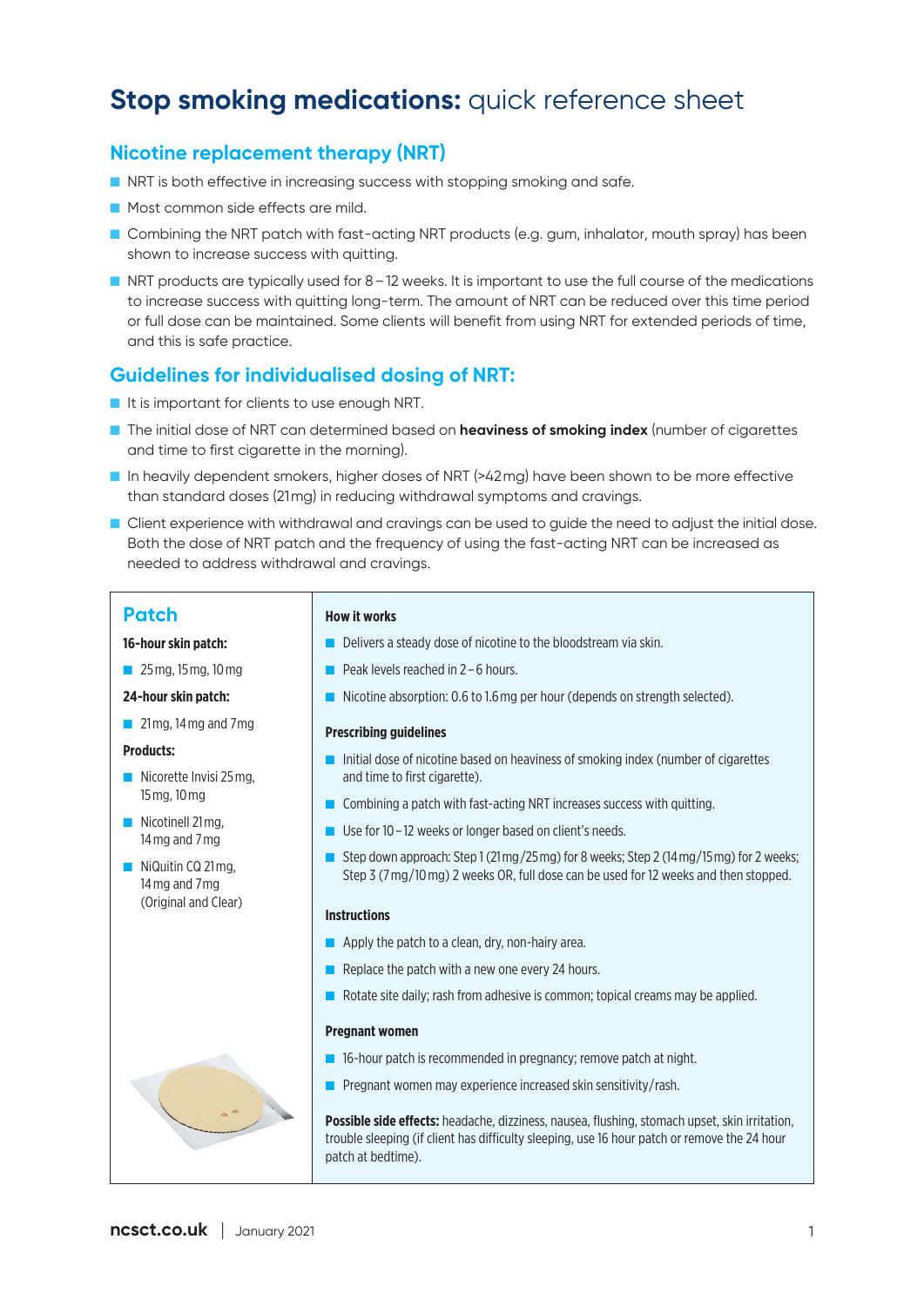# **Stop smoking medications:** quick reference sheet

## Nicotine replacement therapy (NRT)

- NRT is both effective in increasing success with stopping smoking and safe.
- Most common side effects are mild.
- Combining the NRT patch with fast-acting NRT products (e.g. gum, inhalator, mouth spray) has been shown to increase success with quitting.
- NRT products are typically used for 8 – 12 weeks. It is important to use the full course of the medications to increase success with quitting long-term. The amount of NRT can be reduced over this time period or full dose can be maintained. Some clients will benefit from using NRT for extended periods of time, and this is safe practice.

## Guidelines for individualised dosing of NRT:

- It is important for clients to use enough NRT.
- The initial dose of NRT can determined based on **heaviness of smoking index** (number of cigarettes and time to first cigarette in the morning).
- In heavily dependent smokers, higher doses of NRT (>42 mg) have been shown to be more effective than standard doses (21 mg) in reducing withdrawal symptoms and cravings.
- Client experience with withdrawal and cravings can be used to guide the need to adjust the initial dose. Both the dose of NRT patch and the frequency of using the fast-acting NRT can be increased as needed to address withdrawal and cravings.

## Patch

**16-hour skin patch:**

- 25 mg, 15 mg, 10 mg

**24-hour skin patch:**

- 21 mg, 14 mg and 7 mg

**Products:**

- Nicorette Invisi 25 mg, 15 mg, 10 mg
- Nicotinell 21 mg, 14 mg and 7 mg
- NiQuitin CQ 21 mg, 14 mg and 7 mg (Original and Clear)

**How it works**

- Delivers a steady dose of nicotine to the bloodstream via skin.
- Peak levels reached in 2 – 6 hours.
- Nicotine absorption: 0.6 to 1.6 mg per hour (depends on strength selected).

**Prescribing guidelines**

- Initial dose of nicotine based on heaviness of smoking index (number of cigarettes and time to first cigarette).
- Combining a patch with fast-acting NRT increases success with quitting.
- Use for 10 – 12 weeks or longer based on client's needs.
- Step down approach: Step 1 (21 mg / 25 mg) for 8 weeks; Step 2 (14 mg / 15 mg) for 2 weeks; Step 3 (7 mg / 10 mg) 2 weeks OR, full dose can be used for 12 weeks and then stopped.

**Instructions**

- Apply the patch to a clean, dry, non-hairy area.
- Replace the patch with a new one every 24 hours.
- Rotate site daily; rash from adhesive is common; topical creams may be applied.

**Pregnant women**

- 16-hour patch is recommended in pregnancy; remove patch at night.
- Pregnant women may experience increased skin sensitivity / rash.

**Possible side effects:** headache, dizziness, nausea, flushing, stomach upset, skin irritation, trouble sleeping (if client has difficulty sleeping, use 16 hour patch or remove the 24 hour patch at bedtime).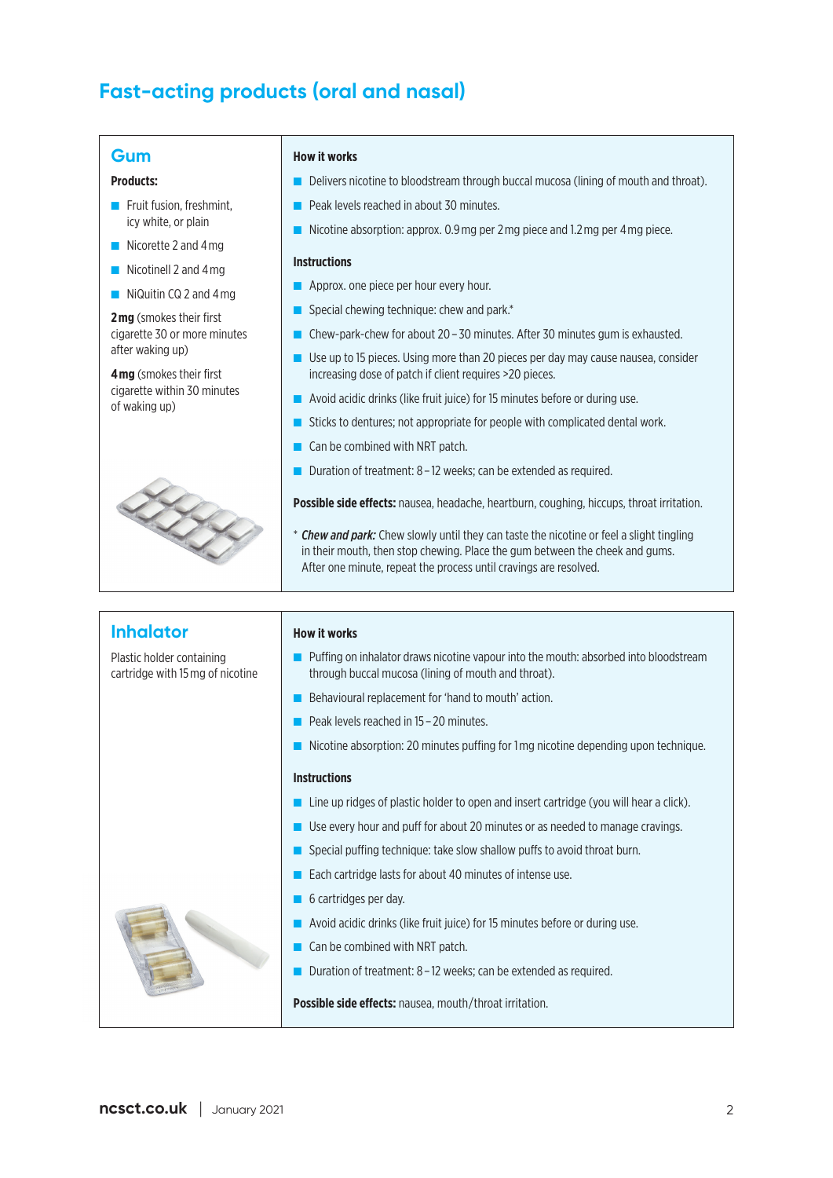# Fast-acting products (oral and nasal)

## Gum

**Products:**

- Fruit fusion, freshmint, icy white, or plain
- Nicorette 2 and 4 mg
- Nicotinell 2 and 4 mg
- NiQuitin CQ 2 and 4 mg

**2 mg** (smokes their first cigarette 30 or more minutes after waking up)

**4 mg** (smokes their first cigarette within 30 minutes of waking up)

### How it works

- Delivers nicotine to bloodstream through buccal mucosa (lining of mouth and throat).
- Peak levels reached in about 30 minutes.
- Nicotine absorption: approx. 0.9 mg per 2 mg piece and 1.2 mg per 4 mg piece.

### Instructions

- Approx. one piece per hour every hour.
- Special chewing technique: chew and park.*
- Chew-park-chew for about 20 – 30 minutes. After 30 minutes gum is exhausted.
- Use up to 15 pieces. Using more than 20 pieces per day may cause nausea, consider increasing dose of patch if client requires >20 pieces.
- Avoid acidic drinks (like fruit juice) for 15 minutes before or during use.
- Sticks to dentures; not appropriate for people with complicated dental work.
- Can be combined with NRT patch.
- Duration of treatment: 8 – 12 weeks; can be extended as required.

**Possible side effects:** nausea, headache, heartburn, coughing, hiccups, throat irritation.

\* ***Chew and park:*** Chew slowly until they can taste the nicotine or feel a slight tingling in their mouth, then stop chewing. Place the gum between the cheek and gums. After one minute, repeat the process until cravings are resolved.

## Inhalator

Plastic holder containing cartridge with 15 mg of nicotine

### How it works

- Puffing on inhalator draws nicotine vapour into the mouth: absorbed into bloodstream through buccal mucosa (lining of mouth and throat).
- Behavioural replacement for 'hand to mouth' action.
- Peak levels reached in 15 – 20 minutes.
- Nicotine absorption: 20 minutes puffing for 1 mg nicotine depending upon technique.

### Instructions

- Line up ridges of plastic holder to open and insert cartridge (you will hear a click).
- Use every hour and puff for about 20 minutes or as needed to manage cravings.
- Special puffing technique: take slow shallow puffs to avoid throat burn.
- Each cartridge lasts for about 40 minutes of intense use.
- 6 cartridges per day.
- Avoid acidic drinks (like fruit juice) for 15 minutes before or during use.
- Can be combined with NRT patch.
- Duration of treatment: 8 – 12 weeks; can be extended as required.

**Possible side effects:** nausea, mouth/throat irritation.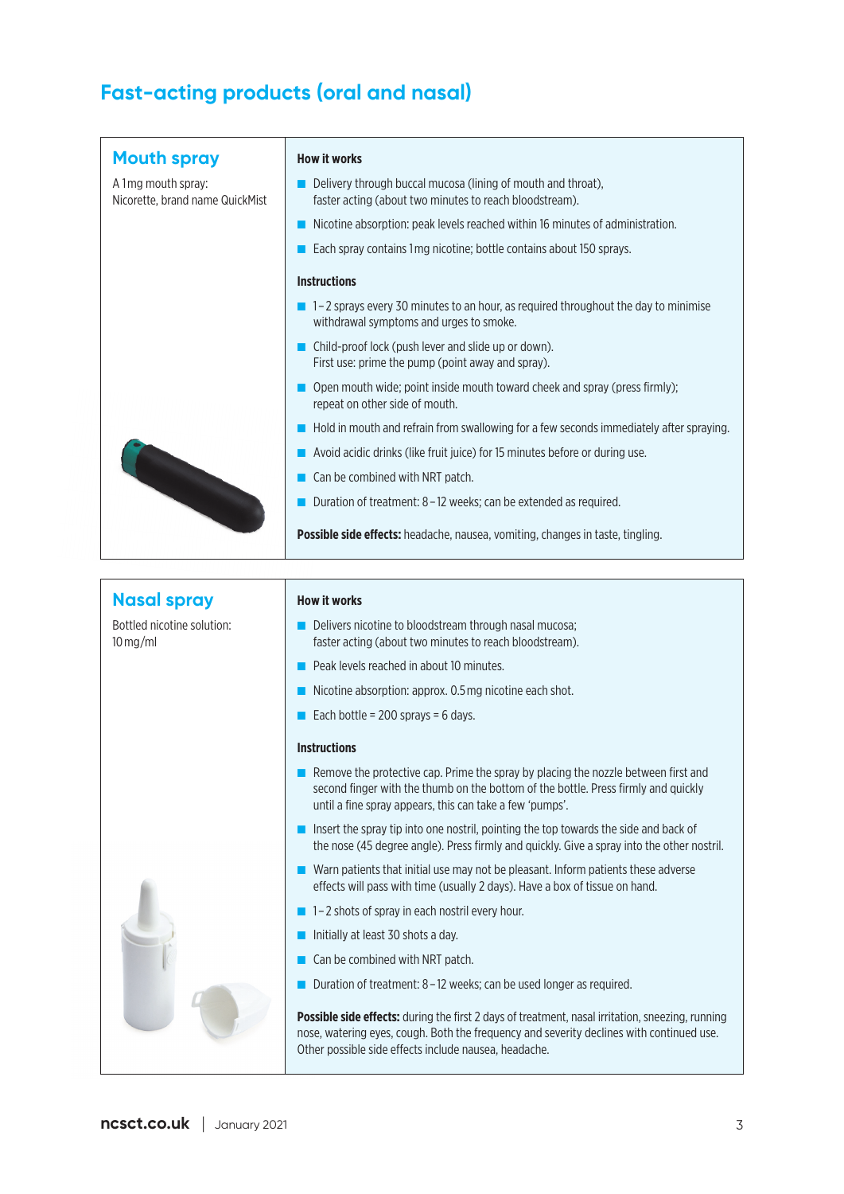# Fast-acting products (oral and nasal)

## Mouth spray

A 1mg mouth spray: Nicorette, brand name QuickMist

**How it works**

- Delivery through buccal mucosa (lining of mouth and throat), faster acting (about two minutes to reach bloodstream).
- Nicotine absorption: peak levels reached within 16 minutes of administration.
- Each spray contains 1mg nicotine; bottle contains about 150 sprays.

**Instructions**

- 1–2 sprays every 30 minutes to an hour, as required throughout the day to minimise withdrawal symptoms and urges to smoke.
- Child-proof lock (push lever and slide up or down). First use: prime the pump (point away and spray).
- Open mouth wide; point inside mouth toward cheek and spray (press firmly); repeat on other side of mouth.
- Hold in mouth and refrain from swallowing for a few seconds immediately after spraying.
- Avoid acidic drinks (like fruit juice) for 15 minutes before or during use.
- Can be combined with NRT patch.
- Duration of treatment: 8–12 weeks; can be extended as required.

**Possible side effects:** headache, nausea, vomiting, changes in taste, tingling.

## Nasal spray

Bottled nicotine solution: 10 mg/ml

**How it works**

- Delivers nicotine to bloodstream through nasal mucosa; faster acting (about two minutes to reach bloodstream).
- Peak levels reached in about 10 minutes.
- Nicotine absorption: approx. 0.5 mg nicotine each shot.
- Each bottle = 200 sprays = 6 days.

**Instructions**

- Remove the protective cap. Prime the spray by placing the nozzle between first and second finger with the thumb on the bottom of the bottle. Press firmly and quickly until a fine spray appears, this can take a few 'pumps'.
- Insert the spray tip into one nostril, pointing the top towards the side and back of the nose (45 degree angle). Press firmly and quickly. Give a spray into the other nostril.
- Warn patients that initial use may not be pleasant. Inform patients these adverse effects will pass with time (usually 2 days). Have a box of tissue on hand.
- 1–2 shots of spray in each nostril every hour.
- Initially at least 30 shots a day.
- Can be combined with NRT patch.
- Duration of treatment: 8–12 weeks; can be used longer as required.

**Possible side effects:** during the first 2 days of treatment, nasal irritation, sneezing, running nose, watering eyes, cough. Both the frequency and severity declines with continued use. Other possible side effects include nausea, headache.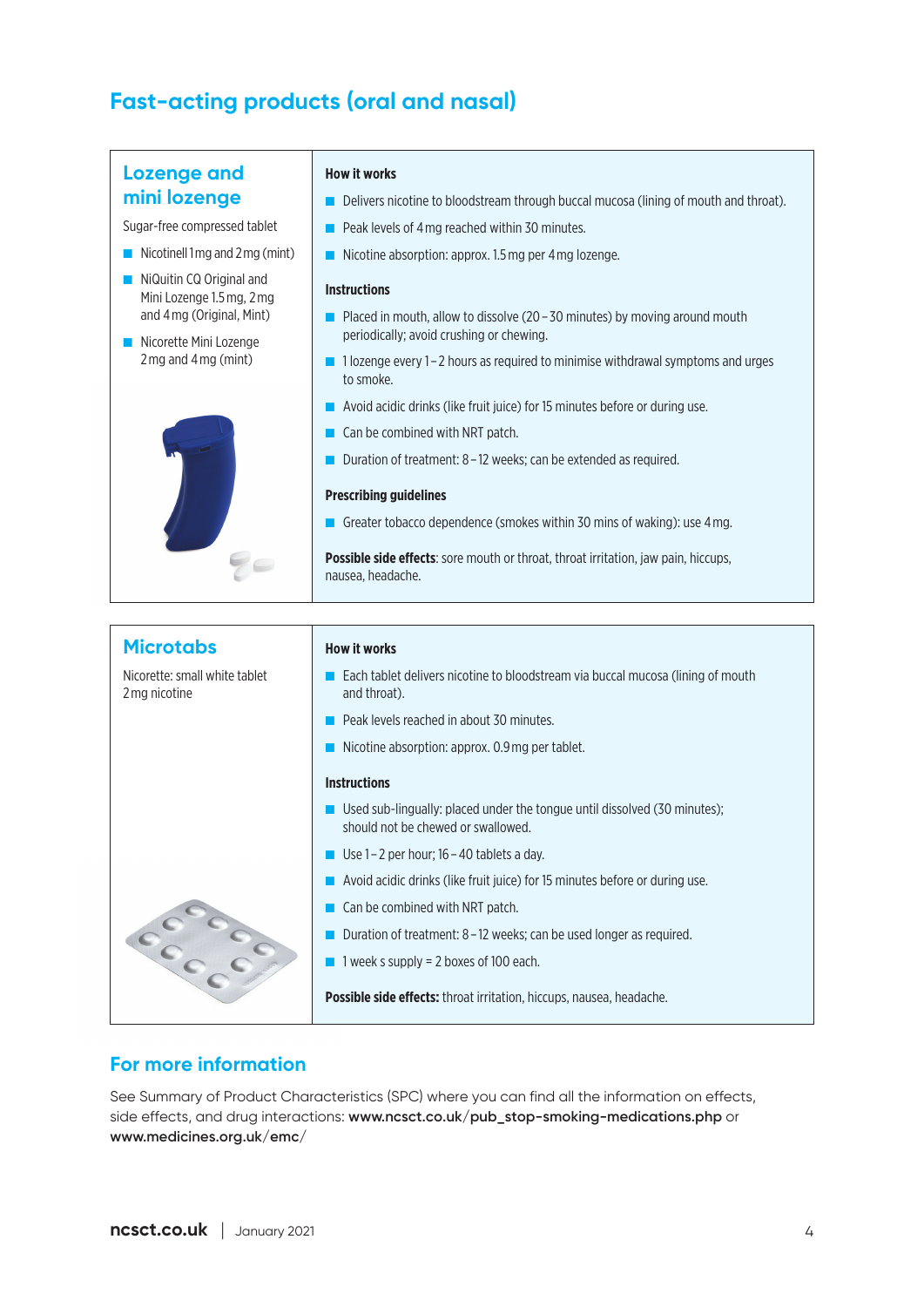## Fast-acting products (oral and nasal)

### Lozenge and mini lozenge

Sugar-free compressed tablet

- Nicotinell 1mg and 2mg (mint)
- NiQuitin CQ Original and Mini Lozenge 1.5mg, 2mg and 4mg (Original, Mint)
- Nicorette Mini Lozenge 2mg and 4mg (mint)

**How it works**

- Delivers nicotine to bloodstream through buccal mucosa (lining of mouth and throat).
- Peak levels of 4mg reached within 30 minutes.
- Nicotine absorption: approx. 1.5mg per 4mg lozenge.

**Instructions**

- Placed in mouth, allow to dissolve (20–30 minutes) by moving around mouth periodically; avoid crushing or chewing.
- 1 lozenge every 1–2 hours as required to minimise withdrawal symptoms and urges to smoke.
- Avoid acidic drinks (like fruit juice) for 15 minutes before or during use.
- Can be combined with NRT patch.
- Duration of treatment: 8–12 weeks; can be extended as required.

**Prescribing guidelines**

- Greater tobacco dependence (smokes within 30 mins of waking): use 4mg.

**Possible side effects**: sore mouth or throat, throat irritation, jaw pain, hiccups, nausea, headache.

### Microtabs

Nicorette: small white tablet 2mg nicotine

**How it works**

- Each tablet delivers nicotine to bloodstream via buccal mucosa (lining of mouth and throat).
- Peak levels reached in about 30 minutes.
- Nicotine absorption: approx. 0.9mg per tablet.

**Instructions**

- Used sub-lingually: placed under the tongue until dissolved (30 minutes); should not be chewed or swallowed.
- Use 1–2 per hour; 16–40 tablets a day.
- Avoid acidic drinks (like fruit juice) for 15 minutes before or during use.
- Can be combined with NRT patch.
- Duration of treatment: 8–12 weeks; can be used longer as required.
- 1 week s supply = 2 boxes of 100 each.

**Possible side effects:** throat irritation, hiccups, nausea, headache.

## For more information

See Summary of Product Characteristics (SPC) where you can find all the information on effects, side effects, and drug interactions: **www.ncsct.co.uk/pub_stop-smoking-medications.php** or **www.medicines.org.uk/emc/**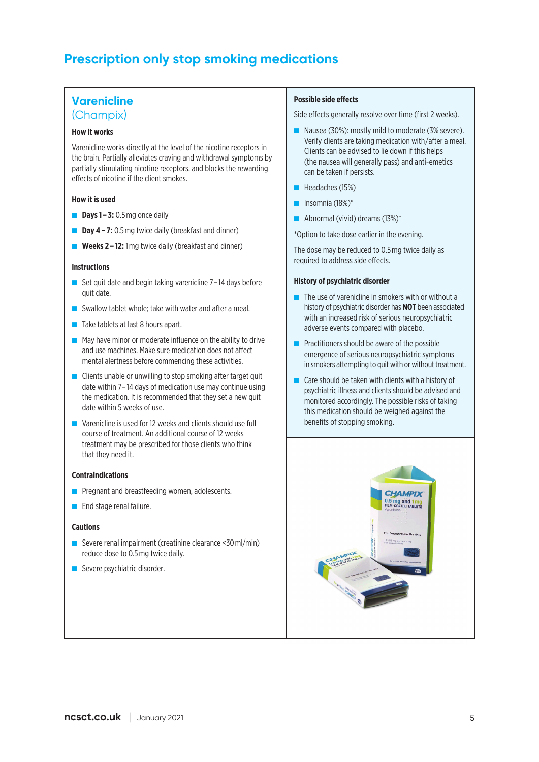# Prescription only stop smoking medications

## Varenicline (Champix)

### How it works

Varenicline works directly at the level of the nicotine receptors in the brain. Partially alleviates craving and withdrawal symptoms by partially stimulating nicotine receptors, and blocks the rewarding effects of nicotine if the client smokes.

### How it is used

- **Days 1 – 3:** 0.5 mg once daily
- **Day 4 – 7:** 0.5 mg twice daily (breakfast and dinner)
- **Weeks 2 – 12:** 1 mg twice daily (breakfast and dinner)

### Instructions

- Set quit date and begin taking varenicline 7 – 14 days before quit date.
- Swallow tablet whole; take with water and after a meal.
- Take tablets at last 8 hours apart.
- May have minor or moderate influence on the ability to drive and use machines. Make sure medication does not affect mental alertness before commencing these activities.
- Clients unable or unwilling to stop smoking after target quit date within 7 – 14 days of medication use may continue using the medication. It is recommended that they set a new quit date within 5 weeks of use.
- Varenicline is used for 12 weeks and clients should use full course of treatment. An additional course of 12 weeks treatment may be prescribed for those clients who think that they need it.

### Contraindications

- Pregnant and breastfeeding women, adolescents.
- End stage renal failure.

### Cautions

- Severe renal impairment (creatinine clearance <30 ml/min) reduce dose to 0.5 mg twice daily.
- Severe psychiatric disorder.

### Possible side effects

Side effects generally resolve over time (first 2 weeks).

- Nausea (30%): mostly mild to moderate (3% severe). Verify clients are taking medication with/after a meal. Clients can be advised to lie down if this helps (the nausea will generally pass) and anti-emetics can be taken if persists.
- Headaches (15%)
- Insomnia (18%)*
- Abnormal (vivid) dreams (13%)*

*Option to take dose earlier in the evening.

The dose may be reduced to 0.5 mg twice daily as required to address side effects.

### History of psychiatric disorder

- The use of varenicline in smokers with or without a history of psychiatric disorder has **NOT** been associated with an increased risk of serious neuropsychiatric adverse events compared with placebo.
- Practitioners should be aware of the possible emergence of serious neuropsychiatric symptoms in smokers attempting to quit with or without treatment.
- Care should be taken with clients with a history of psychiatric illness and clients should be advised and monitored accordingly. The possible risks of taking this medication should be weighed against the benefits of stopping smoking.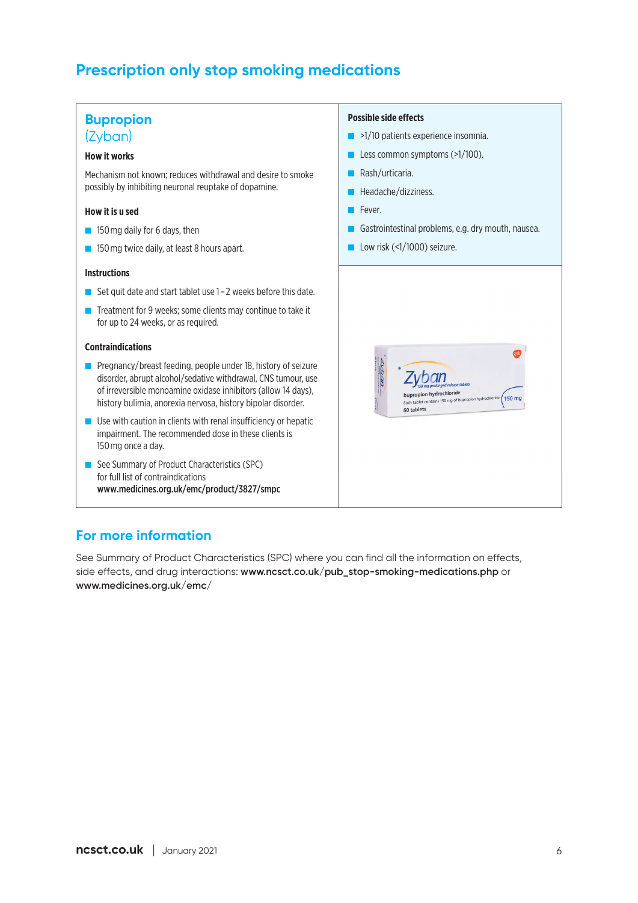# Prescription only stop smoking medications

## Bupropion (Zyban)

### How it works

Mechanism not known; reduces withdrawal and desire to smoke possibly by inhibiting neuronal reuptake of dopamine.

### How it is u sed

- 150 mg daily for 6 days, then
- 150 mg twice daily, at least 8 hours apart.

### Instructions

- Set quit date and start tablet use 1–2 weeks before this date.
- Treatment for 9 weeks; some clients may continue to take it for up to 24 weeks, or as required.

### Contraindications

- Pregnancy/breast feeding, people under 18, history of seizure disorder, abrupt alcohol/sedative withdrawal, CNS tumour, use of irreversible monoamine oxidase inhibitors (allow 14 days), history bulimia, anorexia nervosa, history bipolar disorder.
- Use with caution in clients with renal insufficiency or hepatic impairment. The recommended dose in these clients is 150 mg once a day.
- See Summary of Product Characteristics (SPC) for full list of contraindications **www.medicines.org.uk/emc/product/3827/smpc**

### Possible side effects

- >1/10 patients experience insomnia.
- Less common symptoms (>1/100).
- Rash/urticaria.
- Headache/dizziness.
- Fever.
- Gastrointestinal problems, e.g. dry mouth, nausea.
- Low risk (<1/1000) seizure.

## For more information

See Summary of Product Characteristics (SPC) where you can find all the information on effects, side effects, and drug interactions: **www.ncsct.co.uk/pub_stop-smoking-medications.php** or **www.medicines.org.uk/emc/**